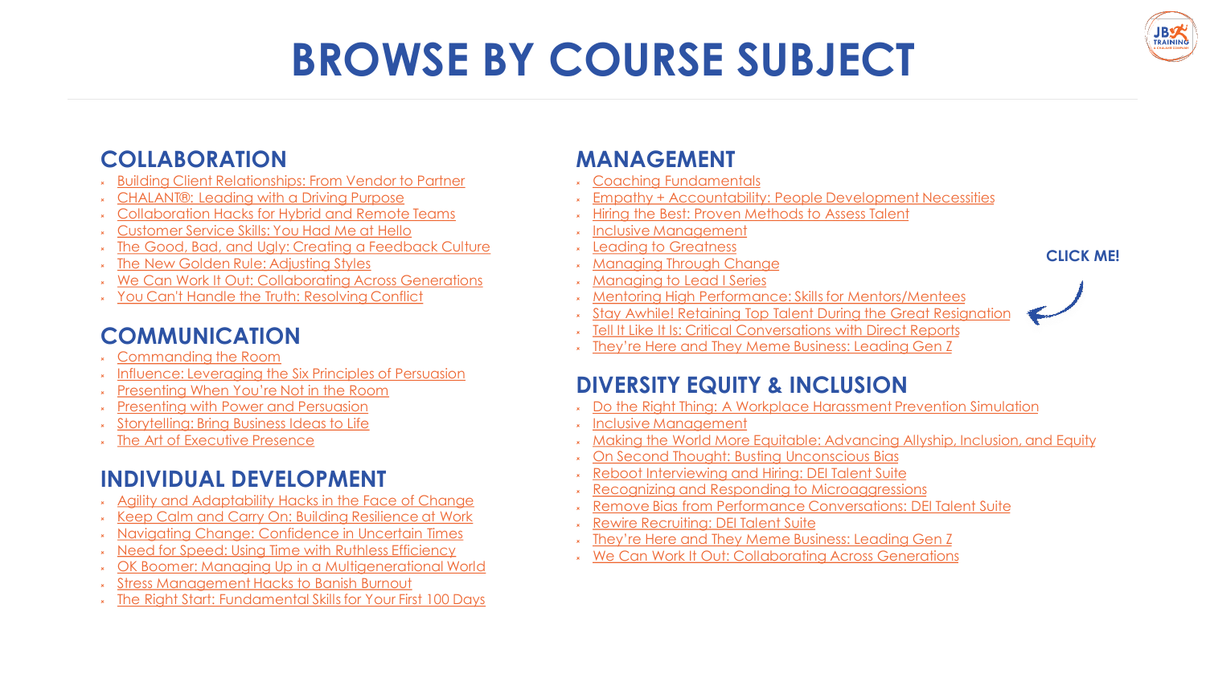# BROWSE BY COURSE SUBJECT

## COLLABORATION

- Building Client Relationships: From Vendor to Partner
- CHALANT®: Leading with a Driving Purpose
- Collaboration Hacks for Hybrid and Remote Teams
- Customer Service Skills: You Had Me at Hello
- The Good, Bad, and Ugly: Creating a Feedback Culture
- The New Golden Rule: Adjusting Styles
- We Can Work It Out: Collaborating Across Generations
- You Can't Handle the Truth: Resolving Conflict

## COMMUNICATION

- Commanding the Room
- Influence: Leveraging the Six Principles of Persuasion
- Presenting When You're Not in the Room
- Presenting with Power and Persuasion
- Storytelling: Bring Business Ideas to Life
- The Art of Executive Presence

## INDIVIDUAL DEVELOPMENT

- Agility and Adaptability Hacks in the Face of Change
- Keep Calm and Carry On: Building Resilience at Work
- Navigating Change: Confidence in Uncertain Times
- Need for Speed: Using Time with Ruthless Efficiency
- OK Boomer: Managing Up in a Multigenerational World
- Stress Management Hacks to Banish Burnout
- The Right Start: Fundamental Skills for Your First 100 Days

## MANAGEMENT

- Coaching Fundamentals
- Empathy + Accountability: People Development Necessities
- Hiring the Best: Proven Methods to Assess Talent
- Inclusive Management
- Leading to Greatness
- Managing Through Change
- Managing to Lead I Series
- Mentoring High Performance: Skills for Mentors/Mentees
- Stay Awhile! Retaining Top Talent During the Great Resignation
- Tell It Like It Is: Critical Conversations with Direct Reports
- They're Here and They Meme Business: Leading Gen Z

CLICK ME!

## DIVERSITY EQUITY & INCLUSION

- Do the Right Thing: A Workplace Harassment Prevention Simulation
- Inclusive Management
- Making the World More Equitable: Advancing Allyship, Inclusion, and Equity
- On Second Thought: Busting Unconscious Bias
- Reboot Interviewing and Hiring: DEI Talent Suite
- Recognizing and Responding to Microaggressions
- Remove Bias from Performance Conversations: DEI Talent Suite
- Rewire Recruiting: DEI Talent Suite
- They're Here and They Meme Business: Leading Gen Z
- We Can Work It Out: Collaborating Across Generations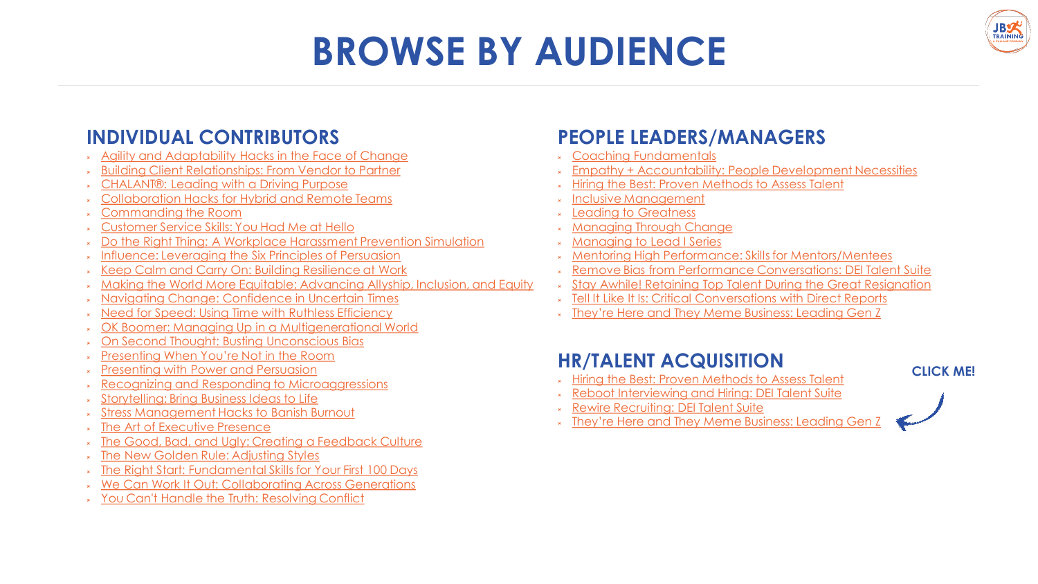# BROWSE BY AUDIENCE

## INDIVIDUAL CONTRIBUTORS

- Agility and Adaptability Hacks in the Face of Change
- Building Client Relationships: From Vendor to Partner
- CHALANT®: Leading with a Driving Purpose
- Collaboration Hacks for Hybrid and Remote Teams
- Commanding the Room
- Customer Service Skills: You Had Me at Hello
- Do the Right Thing: A Workplace Harassment Prevention Simulation
- Influence: Leveraging the Six Principles of Persuasion
- Keep Calm and Carry On: Building Resilience at Work
- Making the World More Equitable: Advancing Allyship, Inclusion, and Equity
- Navigating Change: Confidence in Uncertain Times
- Need for Speed: Using Time with Ruthless Efficiency
- OK Boomer: Managing Up in a Multigenerational World
- On Second Thought: Busting Unconscious Bias
- Presenting When You're Not in the Room
- Presenting with Power and Persuasion
- Recognizing and Responding to Microaggressions
- Storytelling: Bring Business Ideas to Life
- Stress Management Hacks to Banish Burnout
- The Art of Executive Presence
- The Good, Bad, and Ugly: Creating a Feedback Culture
- The New Golden Rule: Adjusting Styles
- The Right Start: Fundamental Skills for Your First 100 Days
- We Can Work It Out: Collaborating Across Generations
- You Can't Handle the Truth: Resolving Conflict

## PEOPLE LEADERS/MANAGERS

- Coaching Fundamentals
- Empathy + Accountability: People Development Necessities
- Hiring the Best: Proven Methods to Assess Talent
- Inclusive Management
- Leading to Greatness
- Managing Through Change
- Managing to Lead I Series
- Mentoring High Performance: Skills for Mentors/Mentees
- Remove Bias from Performance Conversations: DEI Talent Suite
- Stay Awhile! Retaining Top Talent During the Great Resignation
- Tell It Like It Is: Critical Conversations with Direct Reports
- They're Here and They Meme Business: Leading Gen Z

## HR/TALENT ACQUISITION

- Hiring the Best: Proven Methods to Assess Talent
- Reboot Interviewing and Hiring: DEI Talent Suite
- Rewire Recruiting: DEI Talent Suite
- They're Here and They Meme Business: Leading Gen Z

**CLICK ME!**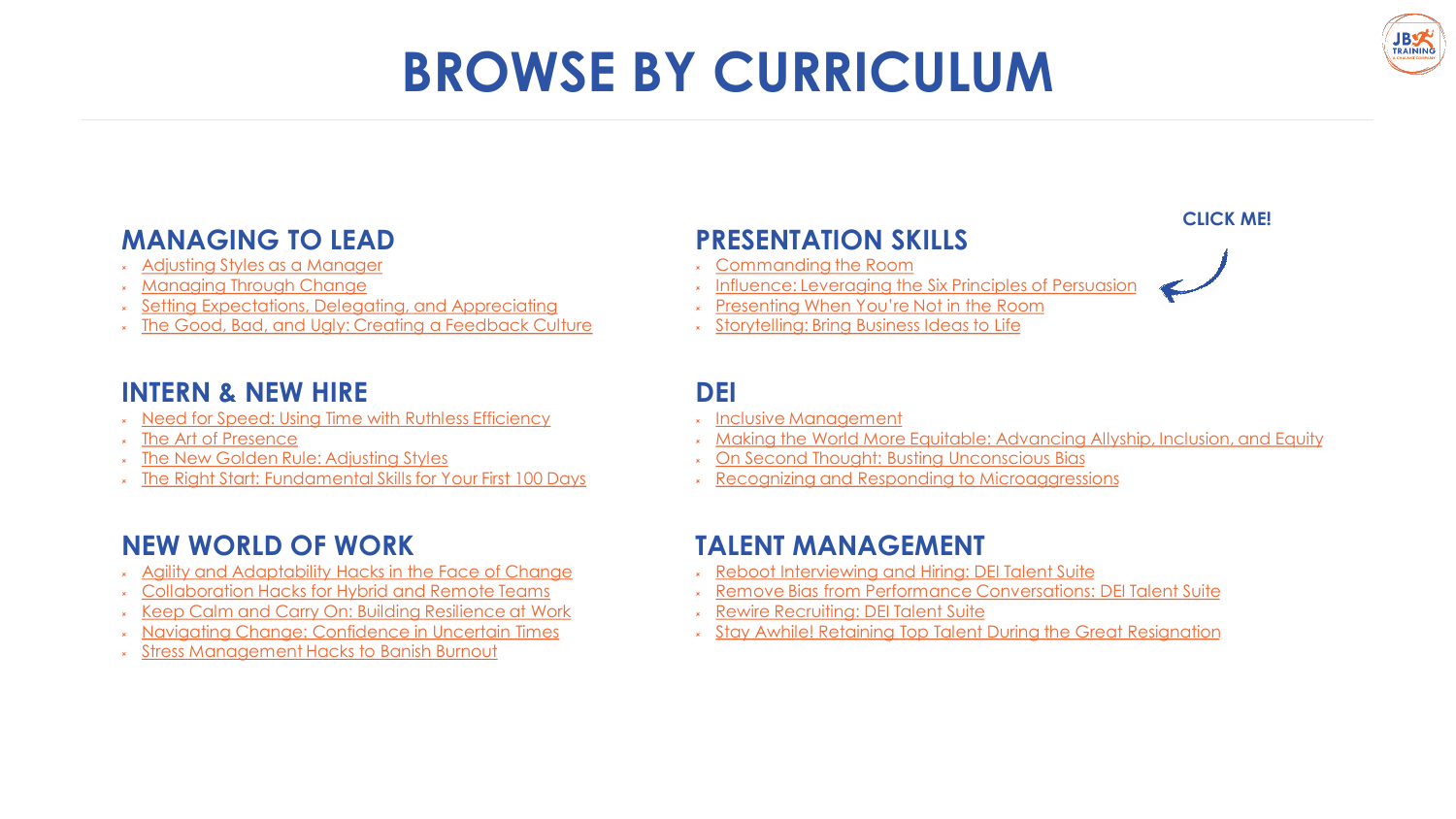# BROWSE BY CURRICULUM

## MANAGING TO LEAD

- Adjusting Styles as a Manager
- Managing Through Change
- Setting Expectations, Delegating, and Appreciating
- The Good, Bad, and Ugly: Creating a Feedback Culture

## INTERN & NEW HIRE

- Need for Speed: Using Time with Ruthless Efficiency
- The Art of Presence
- The New Golden Rule: Adjusting Styles
- The Right Start: Fundamental Skills for Your First 100 Days

## NEW WORLD OF WORK

- Agility and Adaptability Hacks in the Face of Change
- Collaboration Hacks for Hybrid and Remote Teams
- Keep Calm and Carry On: Building Resilience at Work
- Navigating Change: Confidence in Uncertain Times
- Stress Management Hacks to Banish Burnout

## PRESENTATION SKILLS

CLICK ME!

- Commanding the Room
- Influence: Leveraging the Six Principles of Persuasion
- Presenting When You're Not in the Room
- Storytelling: Bring Business Ideas to Life

## DEI

- Inclusive Management
- Making the World More Equitable: Advancing Allyship, Inclusion, and Equity
- On Second Thought: Busting Unconscious Bias
- Recognizing and Responding to Microaggressions

## TALENT MANAGEMENT

- Reboot Interviewing and Hiring: DEI Talent Suite
- Remove Bias from Performance Conversations: DEI Talent Suite
- Rewire Recruiting: DEI Talent Suite
- Stay Awhile! Retaining Top Talent During the Great Resignation